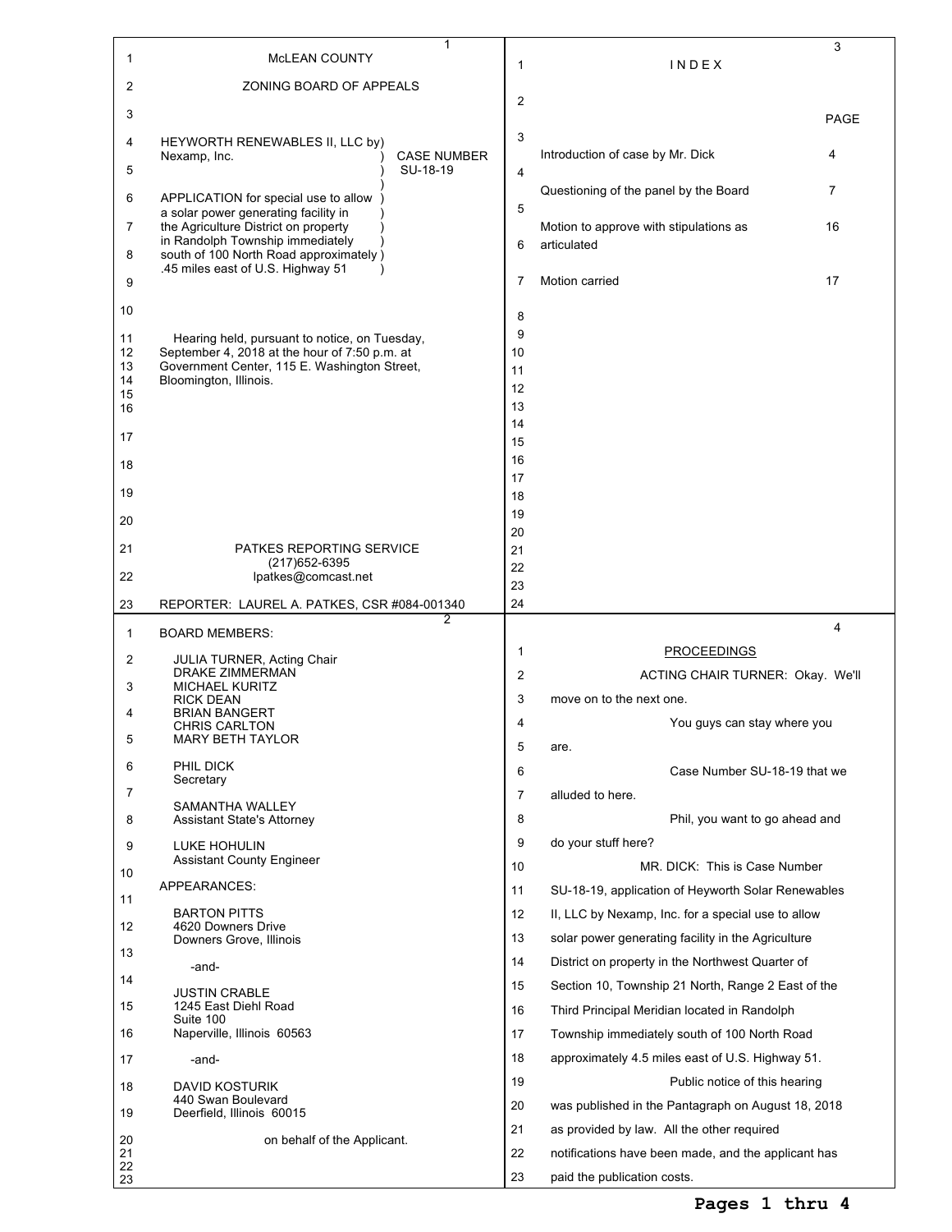McLEAN COUNTY

ZONING BOARD OF APPEALS

HEYWORTH RENEWABLES II, LLC by)
Nexamp, Inc. ) CASE NUMBER
) SU-18-19
)
APPLICATION for special use to allow )
a solar power generating facility in )
the Agriculture District on property )
in Randolph Township immediately )
south of 100 North Road approximately )
.45 miles east of U.S. Highway 51 )

Hearing held, pursuant to notice, on Tuesday, September 4, 2018 at the hour of 7:50 p.m. at Government Center, 115 E. Washington Street, Bloomington, Illinois.

PATKES REPORTING SERVICE
(217)652-6395
lpatkes@comcast.net

REPORTER: LAUREL A. PATKES, CSR #084-001340

BOARD MEMBERS:

JULIA TURNER, Acting Chair
DRAKE ZIMMERMAN
MICHAEL KURITZ
RICK DEAN
BRIAN BANGERT
CHRIS CARLTON
MARY BETH TAYLOR

PHIL DICK
Secretary

SAMANTHA WALLEY
Assistant State's Attorney

LUKE HOHULIN
Assistant County Engineer

APPEARANCES:

BARTON PITTS
4620 Downers Drive
Downers Grove, Illinois

-and-

JUSTIN CRABLE
1245 East Diehl Road
Suite 100
Naperville, Illinois 60563

-and-

DAVID KOSTURIK
440 Swan Boulevard
Deerfield, Illinois 60015

on behalf of the Applicant.

I N D E X

| | PAGE |
|---|---|
| Introduction of case by Mr. Dick | 4 |
| Questioning of the panel by the Board | 7 |
| Motion to approve with stipulations as articulated | 16 |
| Motion carried | 17 |

PROCEEDINGS

ACTING CHAIR TURNER: Okay. We'll move on to the next one.

You guys can stay where you are.

Case Number SU-18-19 that we alluded to here.

Phil, you want to go ahead and do your stuff here?

MR. DICK: This is Case Number SU-18-19, application of Heyworth Solar Renewables II, LLC by Nexamp, Inc. for a special use to allow solar power generating facility in the Agriculture District on property in the Northwest Quarter of Section 10, Township 21 North, Range 2 East of the Third Principal Meridian located in Randolph Township immediately south of 100 North Road approximately 4.5 miles east of U.S. Highway 51.

Public notice of this hearing was published in the Pantagraph on August 18, 2018 as provided by law. All the other required notifications have been made, and the applicant has paid the publication costs.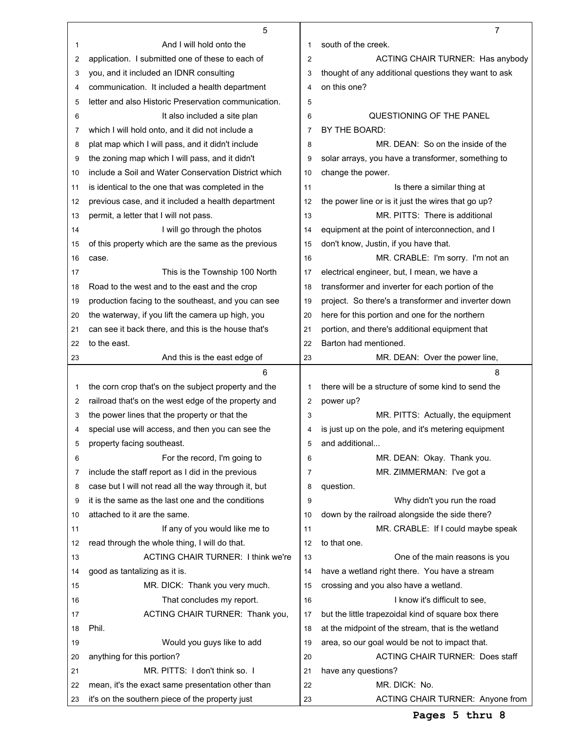And I will hold onto the application. I submitted one of these to each of you, and it included an IDNR consulting communication. It included a health department letter and also Historic Preservation communication.

It also included a site plan which I will hold onto, and it did not include a plat map which I will pass, and it didn't include the zoning map which I will pass, and it didn't include a Soil and Water Conservation District which is identical to the one that was completed in the previous case, and it included a health department permit, a letter that I will not pass.

I will go through the photos of this property which are the same as the previous case.

This is the Township 100 North Road to the west and to the east and the crop production facing to the southeast, and you can see the waterway, if you lift the camera up high, you can see it back there, and this is the house that's to the east.

And this is the east edge of the corn crop that's on the subject property and the railroad that's on the west edge of the property and the power lines that the property or that the special use will access, and then you can see the property facing southeast.

For the record, I'm going to include the staff report as I did in the previous case but I will not read all the way through it, but it is the same as the last one and the conditions attached to it are the same.

If any of you would like me to read through the whole thing, I will do that.

ACTING CHAIR TURNER: I think we're good as tantalizing as it is.

MR. DICK: Thank you very much.

That concludes my report.

ACTING CHAIR TURNER: Thank you, Phil.

Would you guys like to add anything for this portion?

MR. PITTS: I don't think so. I mean, it's the exact same presentation other than it's on the southern piece of the property just south of the creek.

ACTING CHAIR TURNER: Has anybody thought of any additional questions they want to ask on this one?

QUESTIONING OF THE PANEL BY THE BOARD:

MR. DEAN: So on the inside of the solar arrays, you have a transformer, something to change the power.

Is there a similar thing at the power line or is it just the wires that go up?

MR. PITTS: There is additional equipment at the point of interconnection, and I don't know, Justin, if you have that.

MR. CRABLE: I'm sorry. I'm not an electrical engineer, but, I mean, we have a transformer and inverter for each portion of the project. So there's a transformer and inverter down here for this portion and one for the northern portion, and there's additional equipment that Barton had mentioned.

MR. DEAN: Over the power line, there will be a structure of some kind to send the power up?

MR. PITTS: Actually, the equipment is just up on the pole, and it's metering equipment and additional...

MR. DEAN: Okay. Thank you.

MR. ZIMMERMAN: I've got a question.

Why didn't you run the road down by the railroad alongside the side there?

MR. CRABLE: If I could maybe speak to that one.

One of the main reasons is you have a wetland right there. You have a stream crossing and you also have a wetland.

I know it's difficult to see, but the little trapezoidal kind of square box there at the midpoint of the stream, that is the wetland area, so our goal would be not to impact that.

ACTING CHAIR TURNER: Does staff have any questions?

MR. DICK: No.

ACTING CHAIR TURNER: Anyone from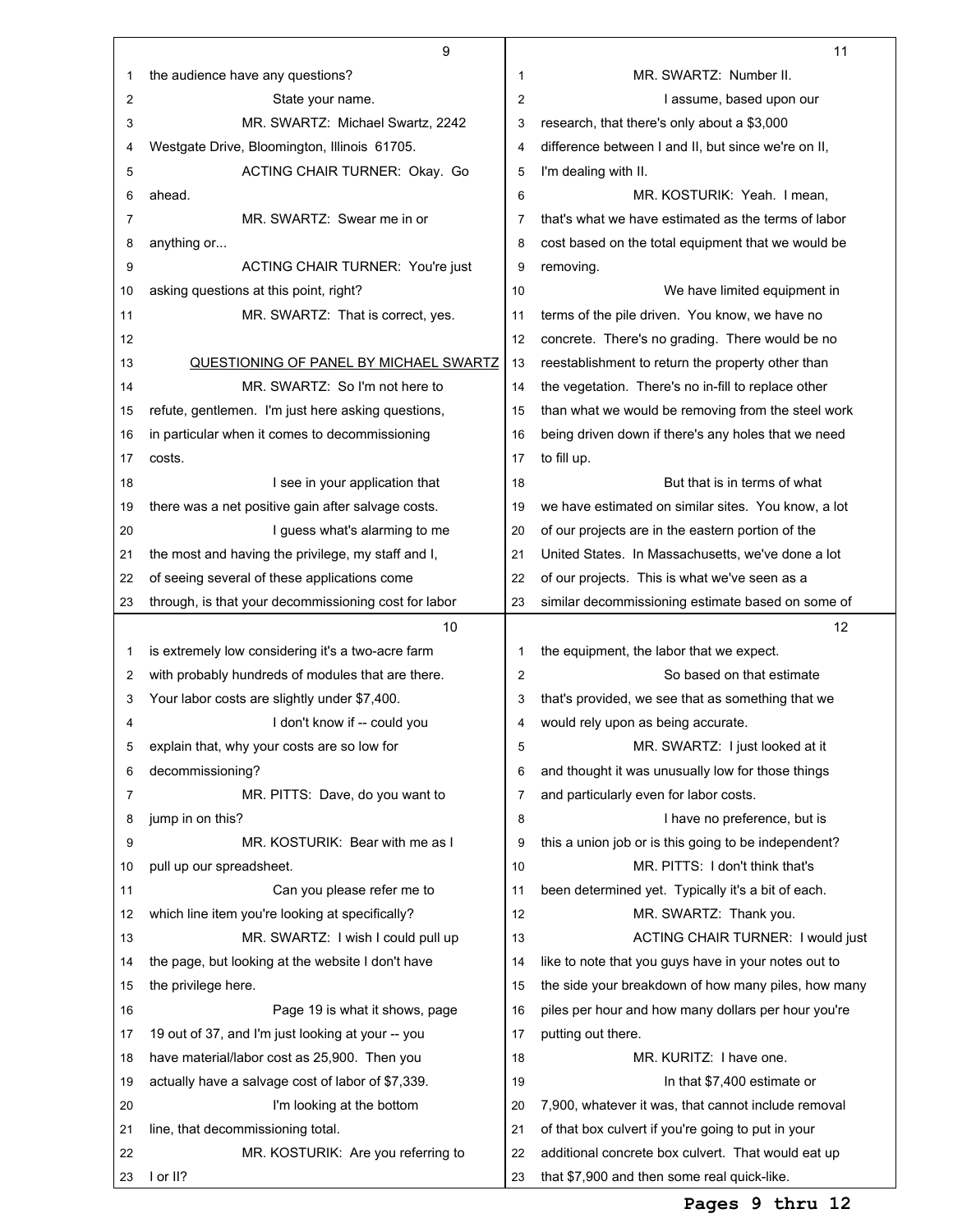the audience have any questions?

State your name.

MR. SWARTZ: Michael Swartz, 2242 Westgate Drive, Bloomington, Illinois 61705.

ACTING CHAIR TURNER: Okay. Go ahead.

MR. SWARTZ: Swear me in or anything or...

ACTING CHAIR TURNER: You're just asking questions at this point, right?

MR. SWARTZ: That is correct, yes.

QUESTIONING OF PANEL BY MICHAEL SWARTZ

MR. SWARTZ: So I'm not here to refute, gentlemen. I'm just here asking questions, in particular when it comes to decommissioning costs.

I see in your application that there was a net positive gain after salvage costs.

I guess what's alarming to me the most and having the privilege, my staff and I, of seeing several of these applications come through, is that your decommissioning cost for labor is extremely low considering it's a two-acre farm with probably hundreds of modules that are there. Your labor costs are slightly under $7,400.

I don't know if -- could you explain that, why your costs are so low for decommissioning?

MR. PITTS: Dave, do you want to jump in on this?

MR. KOSTURIK: Bear with me as I pull up our spreadsheet.

Can you please refer me to which line item you're looking at specifically?

MR. SWARTZ: I wish I could pull up the page, but looking at the website I don't have the privilege here.

Page 19 is what it shows, page 19 out of 37, and I'm just looking at your -- you have material/labor cost as 25,900. Then you actually have a salvage cost of labor of $7,339.

I'm looking at the bottom line, that decommissioning total.

MR. KOSTURIK: Are you referring to I or II?

MR. SWARTZ: Number II.

I assume, based upon our research, that there's only about a $3,000 difference between I and II, but since we're on II, I'm dealing with II.

MR. KOSTURIK: Yeah. I mean, that's what we have estimated as the terms of labor cost based on the total equipment that we would be removing.

We have limited equipment in terms of the pile driven. You know, we have no concrete. There's no grading. There would be no reestablishment to return the property other than the vegetation. There's no in-fill to replace other than what we would be removing from the steel work being driven down if there's any holes that we need to fill up.

But that is in terms of what we have estimated on similar sites. You know, a lot of our projects are in the eastern portion of the United States. In Massachusetts, we've done a lot of our projects. This is what we've seen as a similar decommissioning estimate based on some of the equipment, the labor that we expect.

So based on that estimate that's provided, we see that as something that we would rely upon as being accurate.

MR. SWARTZ: I just looked at it and thought it was unusually low for those things and particularly even for labor costs.

I have no preference, but is this a union job or is this going to be independent?

MR. PITTS: I don't think that's been determined yet. Typically it's a bit of each.

MR. SWARTZ: Thank you.

ACTING CHAIR TURNER: I would just like to note that you guys have in your notes out to the side your breakdown of how many piles, how many piles per hour and how many dollars per hour you're putting out there.

MR. KURITZ: I have one.

In that $7,400 estimate or 7,900, whatever it was, that cannot include removal of that box culvert if you're going to put in your additional concrete box culvert. That would eat up that $7,900 and then some real quick-like.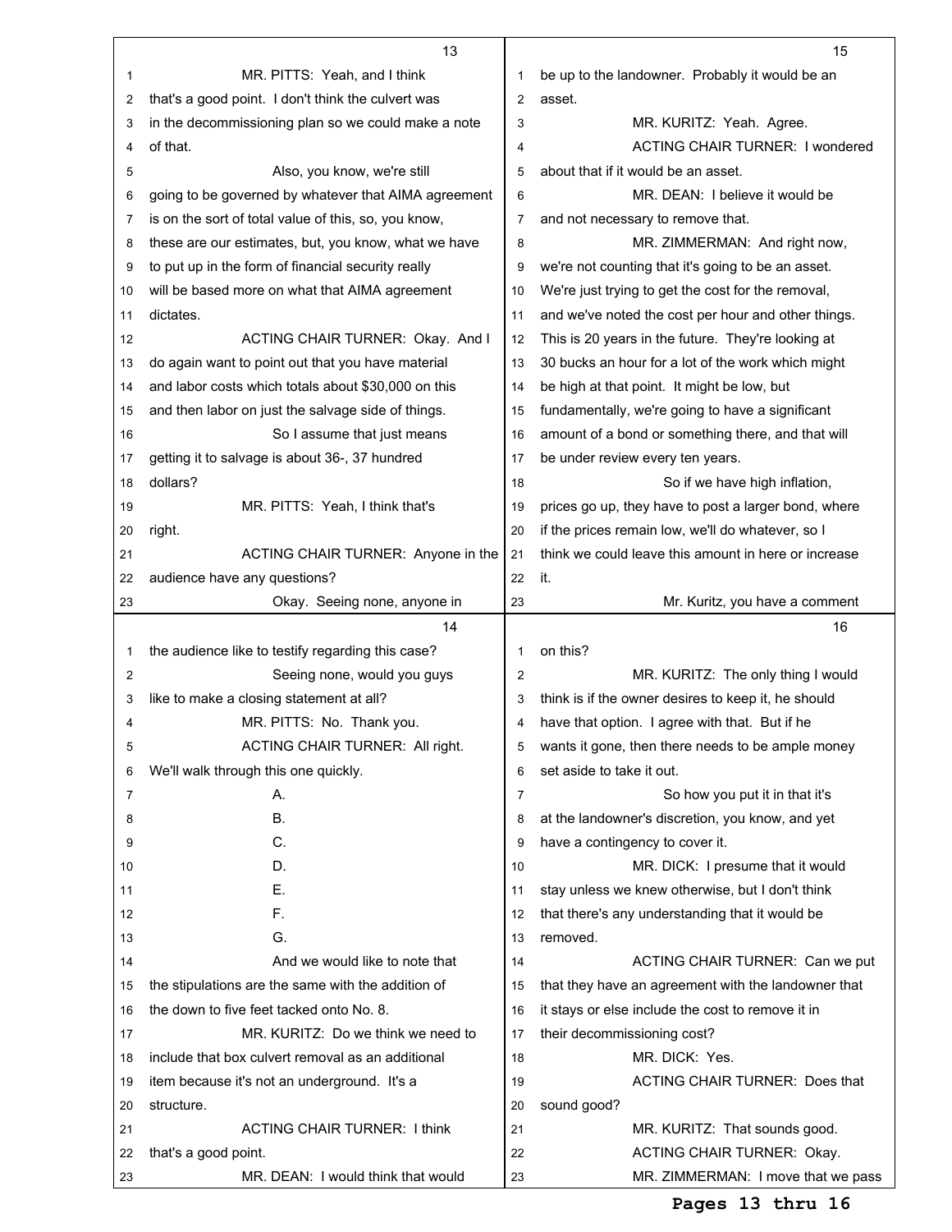MR. PITTS: Yeah, and I think that's a good point. I don't think the culvert was in the decommissioning plan so we could make a note of that.

Also, you know, we're still going to be governed by whatever that AIMA agreement is on the sort of total value of this, so, you know, these are our estimates, but, you know, what we have to put up in the form of financial security really will be based more on what that AIMA agreement dictates.

ACTING CHAIR TURNER: Okay. And I do again want to point out that you have material and labor costs which totals about $30,000 on this and then labor on just the salvage side of things.

So I assume that just means getting it to salvage is about 36-, 37 hundred dollars?

MR. PITTS: Yeah, I think that's right.

ACTING CHAIR TURNER: Anyone in the audience have any questions?

Okay. Seeing none, anyone in the audience like to testify regarding this case?

Seeing none, would you guys like to make a closing statement at all?

MR. PITTS: No. Thank you.

ACTING CHAIR TURNER: All right. We'll walk through this one quickly.

A.

B.

C.

D.

E.

F.

G.

And we would like to note that the stipulations are the same with the addition of the down to five feet tacked onto No. 8.

MR. KURITZ: Do we think we need to include that box culvert removal as an additional item because it's not an underground. It's a structure.

ACTING CHAIR TURNER: I think that's a good point.

MR. DEAN: I would think that would be up to the landowner. Probably it would be an asset.

MR. KURITZ: Yeah. Agree.

ACTING CHAIR TURNER: I wondered about that if it would be an asset.

MR. DEAN: I believe it would be and not necessary to remove that.

MR. ZIMMERMAN: And right now, we're not counting that it's going to be an asset. We're just trying to get the cost for the removal, and we've noted the cost per hour and other things. This is 20 years in the future. They're looking at 30 bucks an hour for a lot of the work which might be high at that point. It might be low, but fundamentally, we're going to have a significant amount of a bond or something there, and that will be under review every ten years.

So if we have high inflation, prices go up, they have to post a larger bond, where if the prices remain low, we'll do whatever, so I think we could leave this amount in here or increase it.

Mr. Kuritz, you have a comment on this?

MR. KURITZ: The only thing I would think is if the owner desires to keep it, he should have that option. I agree with that. But if he wants it gone, then there needs to be ample money set aside to take it out.

So how you put it in that it's at the landowner's discretion, you know, and yet have a contingency to cover it.

MR. DICK: I presume that it would stay unless we knew otherwise, but I don't think that there's any understanding that it would be removed.

ACTING CHAIR TURNER: Can we put that they have an agreement with the landowner that it stays or else include the cost to remove it in their decommissioning cost?

MR. DICK: Yes.

ACTING CHAIR TURNER: Does that sound good?

MR. KURITZ: That sounds good.

ACTING CHAIR TURNER: Okay.

MR. ZIMMERMAN: I move that we pass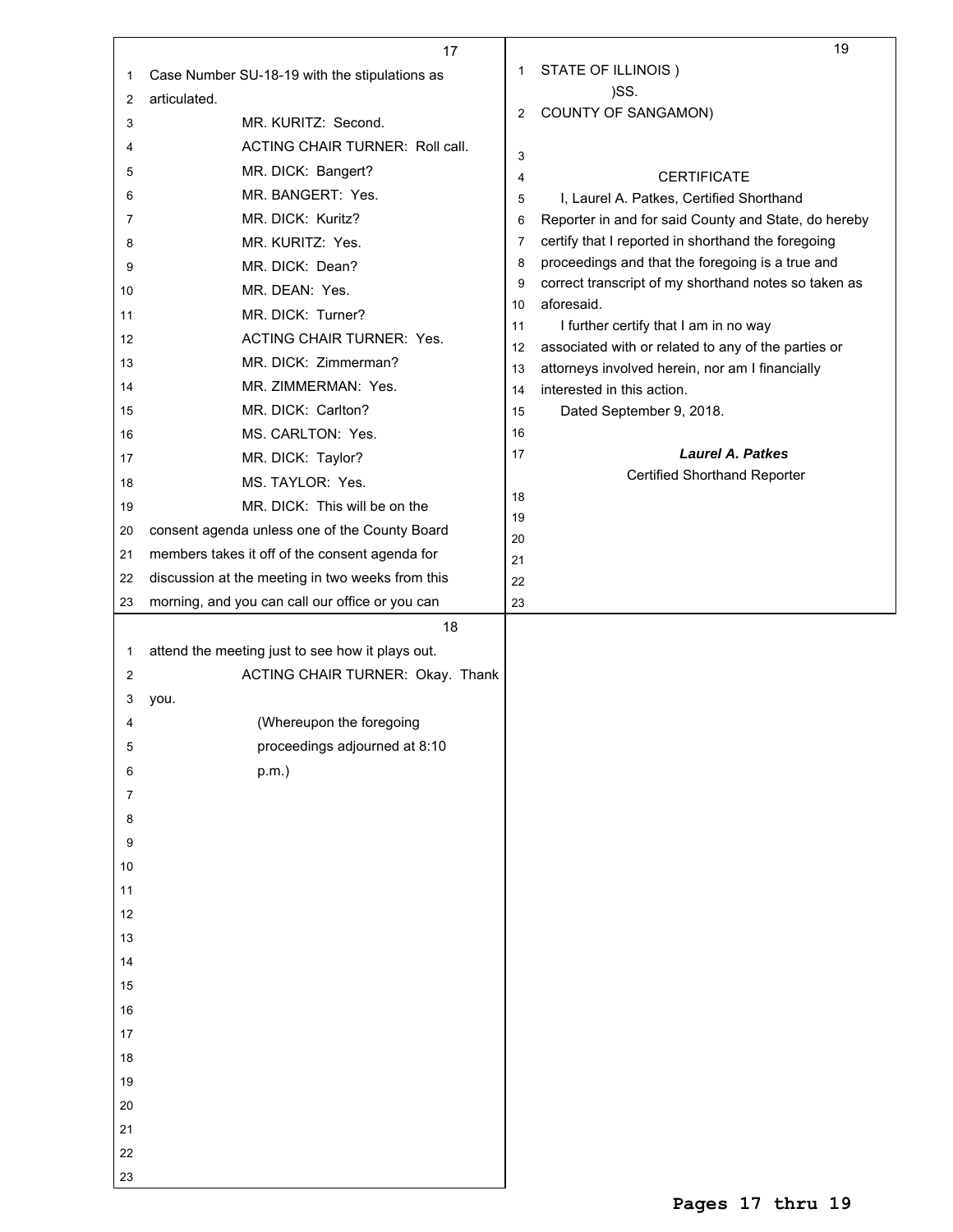Case Number SU-18-19 with the stipulations as articulated.

MR. KURITZ: Second.

ACTING CHAIR TURNER: Roll call.

MR. DICK: Bangert?

MR. BANGERT: Yes.

MR. DICK: Kuritz?

MR. KURITZ: Yes.

MR. DICK: Dean?

MR. DEAN: Yes.

MR. DICK: Turner?

ACTING CHAIR TURNER: Yes.

MR. DICK: Zimmerman?

MR. ZIMMERMAN: Yes.

MR. DICK: Carlton?

MS. CARLTON: Yes.

MR. DICK: Taylor?

MS. TAYLOR: Yes.

MR. DICK: This will be on the consent agenda unless one of the County Board members takes it off of the consent agenda for discussion at the meeting in two weeks from this morning, and you can call our office or you can attend the meeting just to see how it plays out.

ACTING CHAIR TURNER: Okay. Thank you.

(Whereupon the foregoing proceedings adjourned at 8:10 p.m.)

STATE OF ILLINOIS )
)SS.
COUNTY OF SANGAMON)

CERTIFICATE

I, Laurel A. Patkes, Certified Shorthand Reporter in and for said County and State, do hereby certify that I reported in shorthand the foregoing proceedings and that the foregoing is a true and correct transcript of my shorthand notes so taken as aforesaid.

I further certify that I am in no way associated with or related to any of the parties or attorneys involved herein, nor am I financially interested in this action.

Dated September 9, 2018.

***Laurel A. Patkes***
Certified Shorthand Reporter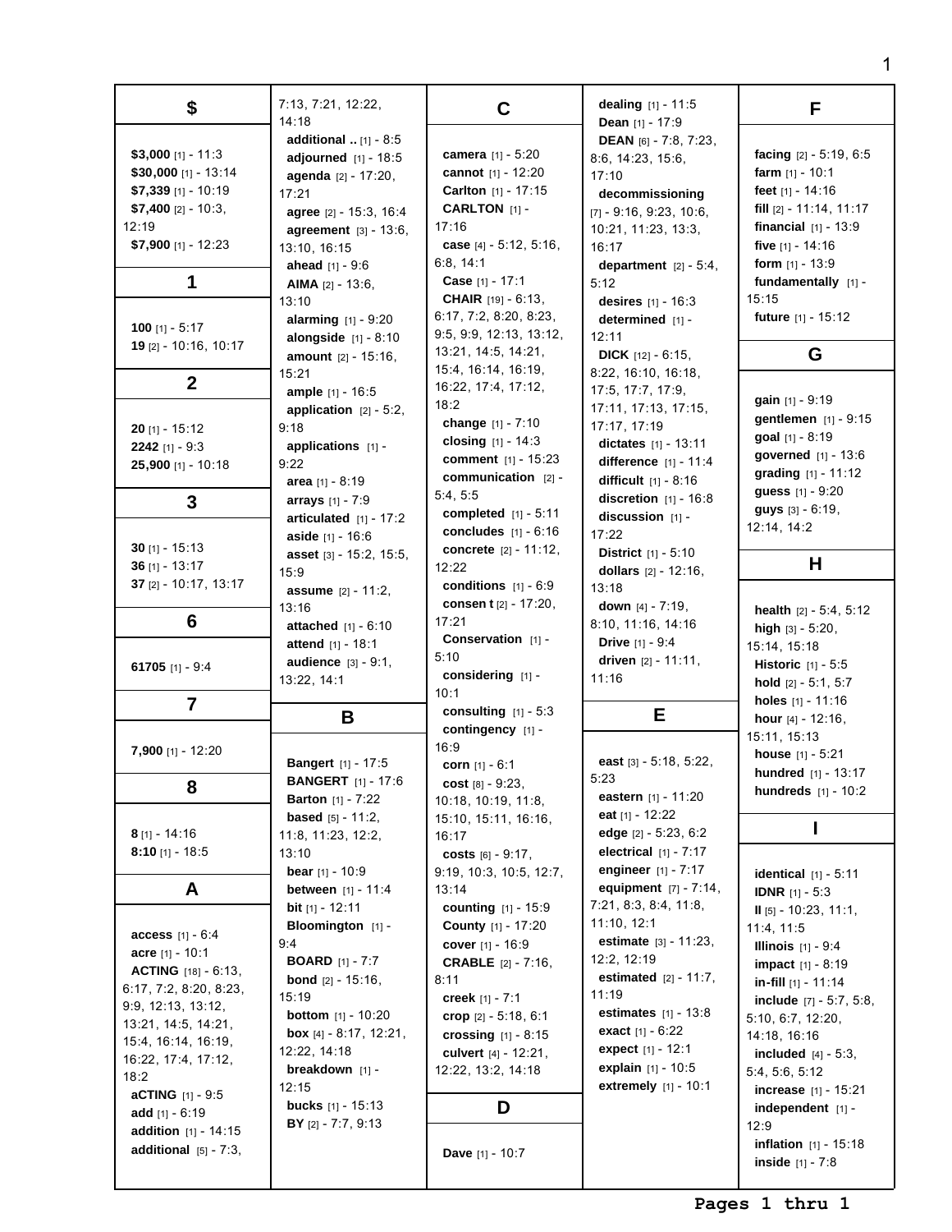## $

**$3,000** [1] - 11:3
**$30,000** [1] - 13:14
**$7,339** [1] - 10:19
**$7,400** [2] - 10:3, 12:19
**$7,900** [1] - 12:23

## 1

**100** [1] - 5:17
**19** [2] - 10:16, 10:17

## 2

**20** [1] - 15:12
**2242** [1] - 9:3
**25,900** [1] - 10:18

## 3

**30** [1] - 15:13
**36** [1] - 13:17
**37** [2] - 10:17, 13:17

## 6

**61705** [1] - 9:4

## 7

**7,900** [1] - 12:20

## 8

**8** [1] - 14:16
**8:10** [1] - 18:5

## A

**access** [1] - 6:4
**acre** [1] - 10:1
**ACTING** [18] - 6:13, 6:17, 7:2, 8:20, 8:23, 9:9, 12:13, 13:12, 13:21, 14:5, 14:21, 15:4, 16:14, 16:19, 16:22, 17:4, 17:12, 18:2
**aCTING** [1] - 9:5
**add** [1] - 6:19
**addition** [1] - 14:15
**additional** [5] - 7:3, 7:13, 7:21, 12:22, 14:18
**additional ..** [1] - 8:5
**adjourned** [1] - 18:5
**agenda** [2] - 17:20, 17:21
**agree** [2] - 15:3, 16:4
**agreement** [3] - 13:6, 13:10, 16:15
**ahead** [1] - 9:6
**AIMA** [2] - 13:6, 13:10
**alarming** [1] - 9:20
**alongside** [1] - 8:10
**amount** [2] - 15:16, 15:21
**ample** [1] - 16:5
**application** [2] - 5:2, 9:18
**applications** [1] - 9:22
**area** [1] - 8:19
**arrays** [1] - 7:9
**articulated** [1] - 17:2
**aside** [1] - 16:6
**asset** [3] - 15:2, 15:5, 15:9
**assume** [2] - 11:2, 13:16
**attached** [1] - 6:10
**attend** [1] - 18:1
**audience** [3] - 9:1, 13:22, 14:1

## B

**Bangert** [1] - 17:5
**BANGERT** [1] - 17:6
**Barton** [1] - 7:22
**based** [5] - 11:2, 11:8, 11:23, 12:2, 13:10
**bear** [1] - 10:9
**between** [1] - 11:4
**bit** [1] - 12:11
**Bloomington** [1] - 9:4
**BOARD** [1] - 7:7
**bond** [2] - 15:16, 15:19
**bottom** [1] - 10:20
**box** [4] - 8:17, 12:21, 12:22, 14:18
**breakdown** [1] - 12:15
**bucks** [1] - 15:13
**BY** [2] - 7:7, 9:13

## C

**camera** [1] - 5:20
**cannot** [1] - 12:20
**Carlton** [1] - 17:15
**CARLTON** [1] - 17:16
**case** [4] - 5:12, 5:16, 6:8, 14:1
**Case** [1] - 17:1
**CHAIR** [19] - 6:13, 6:17, 7:2, 8:20, 8:23, 9:5, 9:9, 12:13, 13:12, 13:21, 14:5, 14:21, 15:4, 16:14, 16:19, 16:22, 17:4, 17:12, 18:2
**change** [1] - 7:10
**closing** [1] - 14:3
**comment** [1] - 15:23
**communication** [2] - 5:4, 5:5
**completed** [1] - 5:11
**concludes** [1] - 6:16
**concrete** [2] - 11:12, 12:22
**conditions** [1] - 6:9
**consen t** [2] - 17:20, 17:21
**Conservation** [1] - 5:10
**considering** [1] - 10:1
**consulting** [1] - 5:3
**contingency** [1] - 16:9
**corn** [1] - 6:1
**cost** [8] - 9:23, 10:18, 10:19, 11:8, 15:10, 15:11, 16:16, 16:17
**costs** [6] - 9:17, 9:19, 10:3, 10:5, 12:7, 13:14
**counting** [1] - 15:9
**County** [1] - 17:20
**cover** [1] - 16:9
**CRABLE** [2] - 7:16, 8:11
**creek** [1] - 7:1
**crop** [2] - 5:18, 6:1
**crossing** [1] - 8:15
**culvert** [4] - 12:21, 12:22, 13:2, 14:18

## D

**Dave** [1] - 10:7
**dealing** [1] - 11:5
**Dean** [1] - 17:9
**DEAN** [6] - 7:8, 7:23, 8:6, 14:23, 15:6, 17:10
**decommissioning** [7] - 9:16, 9:23, 10:6, 10:21, 11:23, 13:3, 16:17
**department** [2] - 5:4, 5:12
**desires** [1] - 16:3
**determined** [1] - 12:11
**DICK** [12] - 6:15, 8:22, 16:10, 16:18, 17:5, 17:7, 17:9, 17:11, 17:13, 17:15, 17:17, 17:19
**dictates** [1] - 13:11
**difference** [1] - 11:4
**difficult** [1] - 8:16
**discretion** [1] - 16:8
**discussion** [1] - 17:22
**District** [1] - 5:10
**dollars** [2] - 12:16, 13:18
**down** [4] - 7:19, 8:10, 11:16, 14:16
**Drive** [1] - 9:4
**driven** [2] - 11:11, 11:16

## E

**east** [3] - 5:18, 5:22, 5:23
**eastern** [1] - 11:20
**eat** [1] - 12:22
**edge** [2] - 5:23, 6:2
**electrical** [1] - 7:17
**engineer** [1] - 7:17
**equipment** [7] - 7:14, 7:21, 8:3, 8:4, 11:8, 11:10, 12:1
**estimate** [3] - 11:23, 12:2, 12:19
**estimated** [2] - 11:7, 11:19
**estimates** [1] - 13:8
**exact** [1] - 6:22
**expect** [1] - 12:1
**explain** [1] - 10:5
**extremely** [1] - 10:1

## F

**facing** [2] - 5:19, 6:5
**farm** [1] - 10:1
**feet** [1] - 14:16
**fill** [2] - 11:14, 11:17
**financial** [1] - 13:9
**five** [1] - 14:16
**form** [1] - 13:9
**fundamentally** [1] - 15:15
**future** [1] - 15:12

## G

**gain** [1] - 9:19
**gentlemen** [1] - 9:15
**goal** [1] - 8:19
**governed** [1] - 13:6
**grading** [1] - 11:12
**guess** [1] - 9:20
**guys** [3] - 6:19, 12:14, 14:2

## H

**health** [2] - 5:4, 5:12
**high** [3] - 5:20, 15:14, 15:18
**Historic** [1] - 5:5
**hold** [2] - 5:1, 5:7
**holes** [1] - 11:16
**hour** [4] - 12:16, 15:11, 15:13
**house** [1] - 5:21
**hundred** [1] - 13:17
**hundreds** [1] - 10:2

## I

**identical** [1] - 5:11
**IDNR** [1] - 5:3
**II** [5] - 10:23, 11:1, 11:4, 11:5
**Illinois** [1] - 9:4
**impact** [1] - 8:19
**in-fill** [1] - 11:14
**include** [7] - 5:7, 5:8, 5:10, 6:7, 12:20, 14:18, 16:16
**included** [4] - 5:3, 5:4, 5:6, 5:12
**increase** [1] - 15:21
**independent** [1] - 12:9
**inflation** [1] - 15:18
**inside** [1] - 7:8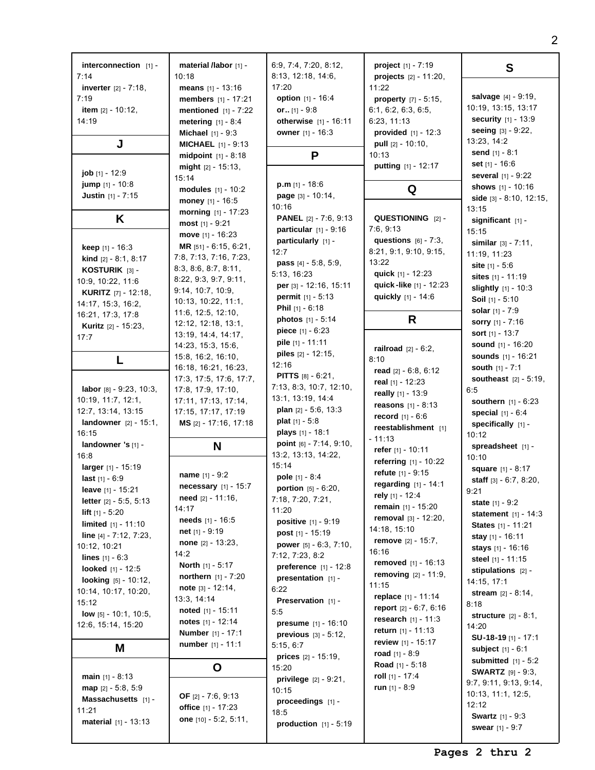**interconnection** [1] - 7:14
**inverter** [2] - 7:18, 7:19
**item** [2] - 10:12, 14:19

## J

**job** [1] - 12:9
**jump** [1] - 10:8
**Justin** [1] - 7:15

## K

**keep** [1] - 16:3
**kind** [2] - 8:1, 8:17
**KOSTURIK** [3] - 10:9, 10:22, 11:6
**KURITZ** [7] - 12:18, 14:17, 15:3, 16:2, 16:21, 17:3, 17:8
**Kuritz** [2] - 15:23, 17:7

## L

**labor** [8] - 9:23, 10:3, 10:19, 11:7, 12:1, 12:7, 13:14, 13:15
**landowner** [2] - 15:1, 16:15
**landowner 's** [1] - 16:8
**larger** [1] - 15:19
**last** [1] - 6:9
**leave** [1] - 15:21
**letter** [2] - 5:5, 5:13
**lift** [1] - 5:20
**limited** [1] - 11:10
**line** [4] - 7:12, 7:23, 10:12, 10:21
**lines** [1] - 6:3
**looked** [1] - 12:5
**looking** [5] - 10:12, 10:14, 10:17, 10:20, 15:12
**low** [5] - 10:1, 10:5, 12:6, 15:14, 15:20

## M

**main** [1] - 8:13
**map** [2] - 5:8, 5:9
**Massachusetts** [1] - 11:21
**material** [1] - 13:13
**material /labor** [1] - 10:18
**means** [1] - 13:16
**members** [1] - 17:21
**mentioned** [1] - 7:22
**metering** [1] - 8:4
**Michael** [1] - 9:3
**MICHAEL** [1] - 9:13
**midpoint** [1] - 8:18
**might** [2] - 15:13, 15:14
**modules** [1] - 10:2
**money** [1] - 16:5
**morning** [1] - 17:23
**most** [1] - 9:21
**move** [1] - 16:23
**MR** [51] - 6:15, 6:21, 7:8, 7:13, 7:16, 7:23, 8:3, 8:6, 8:7, 8:11, 8:22, 9:3, 9:7, 9:11, 9:14, 10:7, 10:9, 10:13, 10:22, 11:1, 11:6, 12:5, 12:10, 12:12, 12:18, 13:1, 13:19, 14:4, 14:17, 14:23, 15:3, 15:6, 15:8, 16:2, 16:10, 16:18, 16:21, 16:23, 17:3, 17:5, 17:6, 17:7, 17:8, 17:9, 17:10, 17:11, 17:13, 17:14, 17:15, 17:17, 17:19
**MS** [2] - 17:16, 17:18

## N

**name** [1] - 9:2
**necessary** [1] - 15:7
**need** [2] - 11:16, 14:17
**needs** [1] - 16:5
**net** [1] - 9:19
**none** [2] - 13:23, 14:2
**North** [1] - 5:17
**northern** [1] - 7:20
**note** [3] - 12:14, 13:3, 14:14
**noted** [1] - 15:11
**notes** [1] - 12:14
**Number** [1] - 17:1
**number** [1] - 11:1

## O

**OF** [2] - 7:6, 9:13
**office** [1] - 17:23
**one** [10] - 5:2, 5:11, 6:9, 7:4, 7:20, 8:12, 8:13, 12:18, 14:6, 17:20
**option** [1] - 16:4
**or..** [1] - 9:8
**otherwise** [1] - 16:11
**owner** [1] - 16:3

## P

**p.m** [1] - 18:6
**page** [3] - 10:14, 10:16
**PANEL** [2] - 7:6, 9:13
**particular** [1] - 9:16
**particularly** [1] - 12:7
**pass** [4] - 5:8, 5:9, 5:13, 16:23
**per** [3] - 12:16, 15:11
**permit** [1] - 5:13
**Phil** [1] - 6:18
**photos** [1] - 5:14
**piece** [1] - 6:23
**pile** [1] - 11:11
**piles** [2] - 12:15, 12:16
**PITTS** [8] - 6:21, 7:13, 8:3, 10:7, 12:10, 13:1, 13:19, 14:4
**plan** [2] - 5:6, 13:3
**plat** [1] - 5:8
**plays** [1] - 18:1
**point** [6] - 7:14, 9:10, 13:2, 13:13, 14:22, 15:14
**pole** [1] - 8:4
**portion** [5] - 6:20, 7:18, 7:20, 7:21, 11:20
**positive** [1] - 9:19
**post** [1] - 15:19
**power** [5] - 6:3, 7:10, 7:12, 7:23, 8:2
**preference** [1] - 12:8
**presentation** [1] - 6:22
**Preservation** [1] - 5:5
**presume** [1] - 16:10
**previous** [3] - 5:12, 5:15, 6:7
**prices** [2] - 15:19, 15:20
**privilege** [2] - 9:21, 10:15
**proceedings** [1] - 18:5
**production** [1] - 5:19
**project** [1] - 7:19
**projects** [2] - 11:20, 11:22
**property** [7] - 5:15, 6:1, 6:2, 6:3, 6:5, 6:23, 11:13
**provided** [1] - 12:3
**pull** [2] - 10:10, 10:13
**putting** [1] - 12:17

## Q

**QUESTIONING** [2] - 7:6, 9:13
**questions** [6] - 7:3, 8:21, 9:1, 9:10, 9:15, 13:22
**quick** [1] - 12:23
**quick-like** [1] - 12:23
**quickly** [1] - 14:6

## R

**railroad** [2] - 6:2, 8:10
**read** [2] - 6:8, 6:12
**real** [1] - 12:23
**really** [1] - 13:9
**reasons** [1] - 8:13
**record** [1] - 6:6
**reestablishment** [1] - 11:13
**refer** [1] - 10:11
**referring** [1] - 10:22
**refute** [1] - 9:15
**regarding** [1] - 14:1
**rely** [1] - 12:4
**remain** [1] - 15:20
**removal** [3] - 12:20, 14:18, 15:10
**remove** [2] - 15:7, 16:16
**removed** [1] - 16:13
**removing** [2] - 11:9, 11:15
**replace** [1] - 11:14
**report** [2] - 6:7, 6:16
**research** [1] - 11:3
**return** [1] - 11:13
**review** [1] - 15:17
**road** [1] - 8:9
**Road** [1] - 5:18
**roll** [1] - 17:4
**run** [1] - 8:9

## S

**salvage** [4] - 9:19, 10:19, 13:15, 13:17
**security** [1] - 13:9
**seeing** [3] - 9:22, 13:23, 14:2
**send** [1] - 8:1
**set** [1] - 16:6
**several** [1] - 9:22
**shows** [1] - 10:16
**side** [3] - 8:10, 12:15, 13:15
**significant** [1] - 15:15
**similar** [3] - 7:11, 11:19, 11:23
**site** [1] - 5:6
**sites** [1] - 11:19
**slightly** [1] - 10:3
**Soil** [1] - 5:10
**solar** [1] - 7:9
**sorry** [1] - 7:16
**sort** [1] - 13:7
**sound** [1] - 16:20
**sounds** [1] - 16:21
**south** [1] - 7:1
**southeast** [2] - 5:19, 6:5
**southern** [1] - 6:23
**special** [1] - 6:4
**specifically** [1] - 10:12
**spreadsheet** [1] - 10:10
**square** [1] - 8:17
**staff** [3] - 6:7, 8:20, 9:21
**state** [1] - 9:2
**statement** [1] - 14:3
**States** [1] - 11:21
**stay** [1] - 16:11
**stays** [1] - 16:16
**steel** [1] - 11:15
**stipulations** [2] - 14:15, 17:1
**stream** [2] - 8:14, 8:18
**structure** [2] - 8:1, 14:20
**SU-18-19** [1] - 17:1
**subject** [1] - 6:1
**submitted** [1] - 5:2
**SWARTZ** [9] - 9:3, 9:7, 9:11, 9:13, 9:14, 10:13, 11:1, 12:5, 12:12
**Swartz** [1] - 9:3
**swear** [1] - 9:7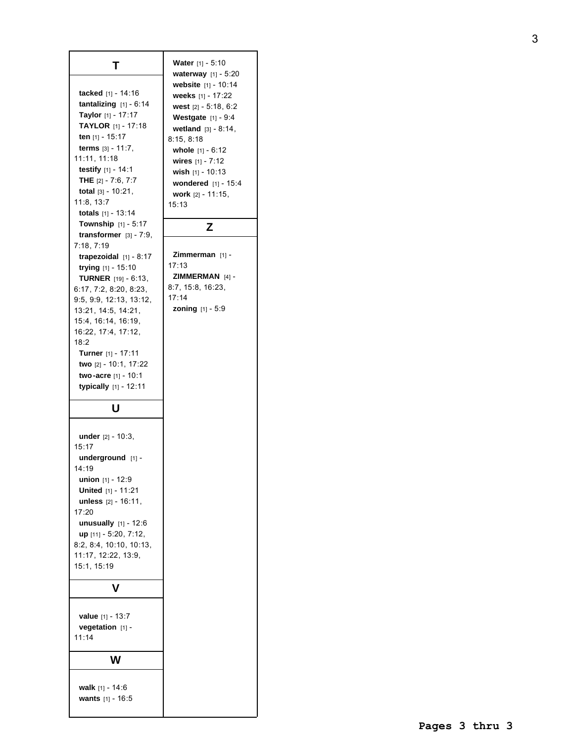## T

**tacked** [1] - 14:16
**tantalizing** [1] - 6:14
**Taylor** [1] - 17:17
**TAYLOR** [1] - 17:18
**ten** [1] - 15:17
**terms** [3] - 11:7, 11:11, 11:18
**testify** [1] - 14:1
**THE** [2] - 7:6, 7:7
**total** [3] - 10:21, 11:8, 13:7
**totals** [1] - 13:14
**Township** [1] - 5:17
**transformer** [3] - 7:9, 7:18, 7:19
**trapezoidal** [1] - 8:17
**trying** [1] - 15:10
**TURNER** [19] - 6:13, 6:17, 7:2, 8:20, 8:23, 9:5, 9:9, 12:13, 13:12, 13:21, 14:5, 14:21, 15:4, 16:14, 16:19, 16:22, 17:4, 17:12, 18:2
**Turner** [1] - 17:11
**two** [2] - 10:1, 17:22
**two-acre** [1] - 10:1
**typically** [1] - 12:11

## U

**under** [2] - 10:3, 15:17
**underground** [1] - 14:19
**union** [1] - 12:9
**United** [1] - 11:21
**unless** [2] - 16:11, 17:20
**unusually** [1] - 12:6
**up** [11] - 5:20, 7:12, 8:2, 8:4, 10:10, 10:13, 11:17, 12:22, 13:9, 15:1, 15:19

## V

**value** [1] - 13:7
**vegetation** [1] - 11:14

## W

**walk** [1] - 14:6
**wants** [1] - 16:5
**Water** [1] - 5:10
**waterway** [1] - 5:20
**website** [1] - 10:14
**weeks** [1] - 17:22
**west** [2] - 5:18, 6:2
**Westgate** [1] - 9:4
**wetland** [3] - 8:14, 8:15, 8:18
**whole** [1] - 6:12
**wires** [1] - 7:12
**wish** [1] - 10:13
**wondered** [1] - 15:4
**work** [2] - 11:15, 15:13

## Z

**Zimmerman** [1] - 17:13
**ZIMMERMAN** [4] - 8:7, 15:8, 16:23, 17:14
**zoning** [1] - 5:9